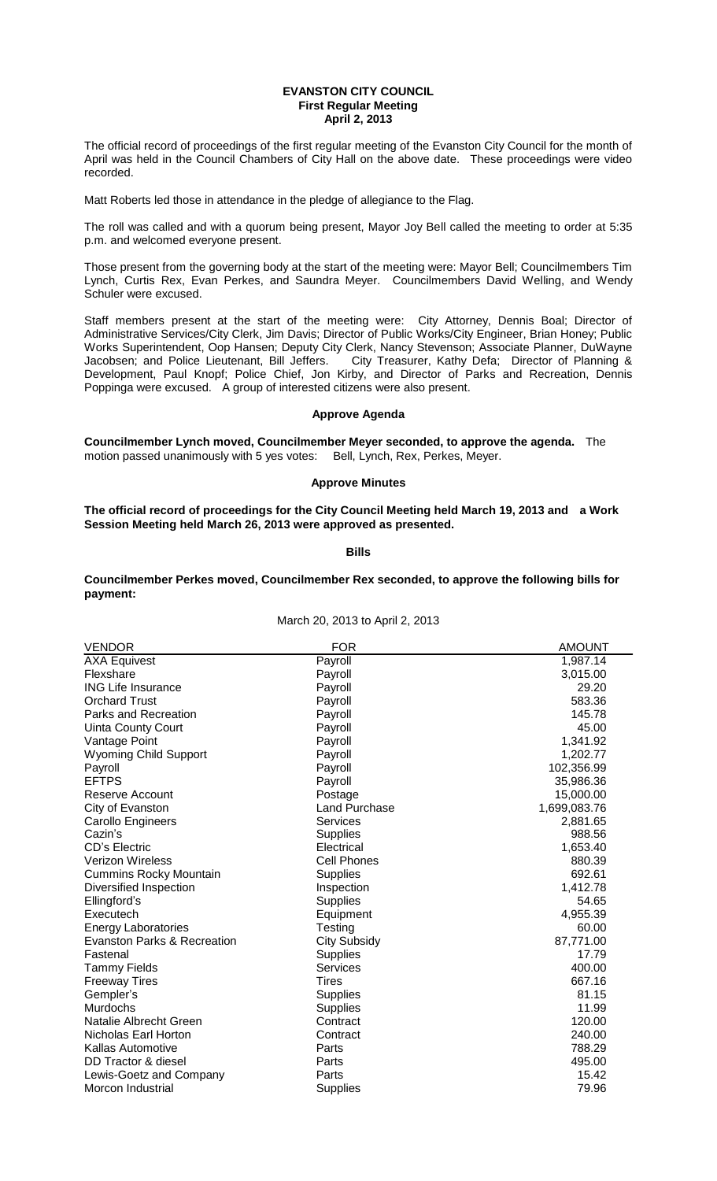# EVANSTON CITY COUNCIL

## First Regular Meeting

## April 2, 2013

The official record of proceedings of the first regular meeting of the Evanston City Council for the month of April was held in the Council Chambers of City Hall on the above date. These proceedings were video recorded.

Matt Roberts led those in attendance in the pledge of allegiance to the Flag.

The roll was called and with a quorum being present, Mayor Joy Bell called the meeting to order at 5:35 p.m. and welcomed everyone present.

Those present from the governing body at the start of the meeting were: Mayor Bell; Councilmembers Tim Lynch, Curtis Rex, Evan Perkes, and Saundra Meyer. Councilmembers David Welling, and Wendy Schuler were excused.

Staff members present at the start of the meeting were: City Attorney, Dennis Boal; Director of Administrative Services/City Clerk, Jim Davis; Director of Public Works/City Engineer, Brian Honey; Public Works Superintendent, Oop Hansen; Deputy City Clerk, Nancy Stevenson; Associate Planner, DuWayne Jacobsen; and Police Lieutenant, Bill Jeffers. City Treasurer, Kathy Defa; Director of Planning & Development, Paul Knopf; Police Chief, Jon Kirby, and Director of Parks and Recreation, Dennis Poppinga were excused. A group of interested citizens were also present.

### Approve Agenda

**Councilmember Lynch moved, Councilmember Meyer seconded, to approve the agenda.** The motion passed unanimously with 5 yes votes: Bell, Lynch, Rex, Perkes, Meyer.

### Approve Minutes

**The official record of proceedings for the City Council Meeting held March 19, 2013 and a Work Session Meeting held March 26, 2013 were approved as presented.**

### Bills

**Councilmember Perkes moved, Councilmember Rex seconded, to approve the following bills for payment:**

March 20, 2013 to April 2, 2013

| VENDOR | FOR | AMOUNT |
|---|---|---|
| AXA Equivest | Payroll | 1,987.14 |
| Flexshare | Payroll | 3,015.00 |
| ING Life Insurance | Payroll | 29.20 |
| Orchard Trust | Payroll | 583.36 |
| Parks and Recreation | Payroll | 145.78 |
| Uinta County Court | Payroll | 45.00 |
| Vantage Point | Payroll | 1,341.92 |
| Wyoming Child Support | Payroll | 1,202.77 |
| Payroll | Payroll | 102,356.99 |
| EFTPS | Payroll | 35,986.36 |
| Reserve Account | Postage | 15,000.00 |
| City of Evanston | Land Purchase | 1,699,083.76 |
| Carollo Engineers | Services | 2,881.65 |
| Cazin's | Supplies | 988.56 |
| CD's Electric | Electrical | 1,653.40 |
| Verizon Wireless | Cell Phones | 880.39 |
| Cummins Rocky Mountain | Supplies | 692.61 |
| Diversified Inspection | Inspection | 1,412.78 |
| Ellingford's | Supplies | 54.65 |
| Executech | Equipment | 4,955.39 |
| Energy Laboratories | Testing | 60.00 |
| Evanston Parks & Recreation | City Subsidy | 87,771.00 |
| Fastenal | Supplies | 17.79 |
| Tammy Fields | Services | 400.00 |
| Freeway Tires | Tires | 667.16 |
| Gempler's | Supplies | 81.15 |
| Murdochs | Supplies | 11.99 |
| Natalie Albrecht Green | Contract | 120.00 |
| Nicholas Earl Horton | Contract | 240.00 |
| Kallas Automotive | Parts | 788.29 |
| DD Tractor & diesel | Parts | 495.00 |
| Lewis-Goetz and Company | Parts | 15.42 |
| Morcon Industrial | Supplies | 79.96 |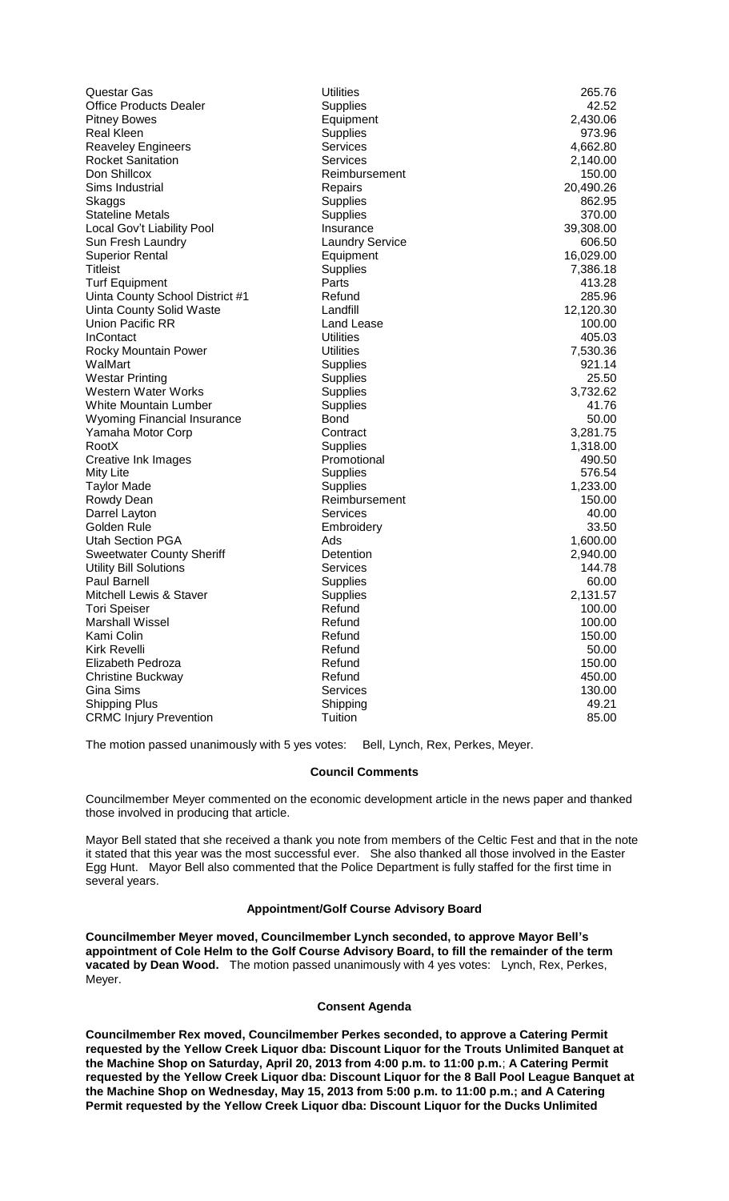| | | |
|---|---|---|
| Questar Gas | Utilities | 265.76 |
| Office Products Dealer | Supplies | 42.52 |
| Pitney Bowes | Equipment | 2,430.06 |
| Real Kleen | Supplies | 973.96 |
| Reaveley Engineers | Services | 4,662.80 |
| Rocket Sanitation | Services | 2,140.00 |
| Don Shillcox | Reimbursement | 150.00 |
| Sims Industrial | Repairs | 20,490.26 |
| Skaggs | Supplies | 862.95 |
| Stateline Metals | Supplies | 370.00 |
| Local Gov't Liability Pool | Insurance | 39,308.00 |
| Sun Fresh Laundry | Laundry Service | 606.50 |
| Superior Rental | Equipment | 16,029.00 |
| Titleist | Supplies | 7,386.18 |
| Turf Equipment | Parts | 413.28 |
| Uinta County School District #1 | Refund | 285.96 |
| Uinta County Solid Waste | Landfill | 12,120.30 |
| Union Pacific RR | Land Lease | 100.00 |
| InContact | Utilities | 405.03 |
| Rocky Mountain Power | Utilities | 7,530.36 |
| WalMart | Supplies | 921.14 |
| Westar Printing | Supplies | 25.50 |
| Western Water Works | Supplies | 3,732.62 |
| White Mountain Lumber | Supplies | 41.76 |
| Wyoming Financial Insurance | Bond | 50.00 |
| Yamaha Motor Corp | Contract | 3,281.75 |
| RootX | Supplies | 1,318.00 |
| Creative Ink Images | Promotional | 490.50 |
| Mity Lite | Supplies | 576.54 |
| Taylor Made | Supplies | 1,233.00 |
| Rowdy Dean | Reimbursement | 150.00 |
| Darrel Layton | Services | 40.00 |
| Golden Rule | Embroidery | 33.50 |
| Utah Section PGA | Ads | 1,600.00 |
| Sweetwater County Sheriff | Detention | 2,940.00 |
| Utility Bill Solutions | Services | 144.78 |
| Paul Barnell | Supplies | 60.00 |
| Mitchell Lewis & Staver | Supplies | 2,131.57 |
| Tori Speiser | Refund | 100.00 |
| Marshall Wissel | Refund | 100.00 |
| Kami Colin | Refund | 150.00 |
| Kirk Revelli | Refund | 50.00 |
| Elizabeth Pedroza | Refund | 150.00 |
| Christine Buckway | Refund | 450.00 |
| Gina Sims | Services | 130.00 |
| Shipping Plus | Shipping | 49.21 |
| CRMC Injury Prevention | Tuition | 85.00 |

The motion passed unanimously with 5 yes votes: Bell, Lynch, Rex, Perkes, Meyer.

#### Council Comments

Councilmember Meyer commented on the economic development article in the news paper and thanked those involved in producing that article.

Mayor Bell stated that she received a thank you note from members of the Celtic Fest and that in the note it stated that this year was the most successful ever. She also thanked all those involved in the Easter Egg Hunt. Mayor Bell also commented that the Police Department is fully staffed for the first time in several years.

#### Appointment/Golf Course Advisory Board

**Councilmember Meyer moved, Councilmember Lynch seconded, to approve Mayor Bell's appointment of Cole Helm to the Golf Course Advisory Board, to fill the remainder of the term vacated by Dean Wood.** The motion passed unanimously with 4 yes votes: Lynch, Rex, Perkes, Meyer.

#### Consent Agenda

**Councilmember Rex moved, Councilmember Perkes seconded, to approve a Catering Permit requested by the Yellow Creek Liquor dba: Discount Liquor for the Trouts Unlimited Banquet at the Machine Shop on Saturday, April 20, 2013 from 4:00 p.m. to 11:00 p.m.; A Catering Permit requested by the Yellow Creek Liquor dba: Discount Liquor for the 8 Ball Pool League Banquet at the Machine Shop on Wednesday, May 15, 2013 from 5:00 p.m. to 11:00 p.m.; and A Catering Permit requested by the Yellow Creek Liquor dba: Discount Liquor for the Ducks Unlimited**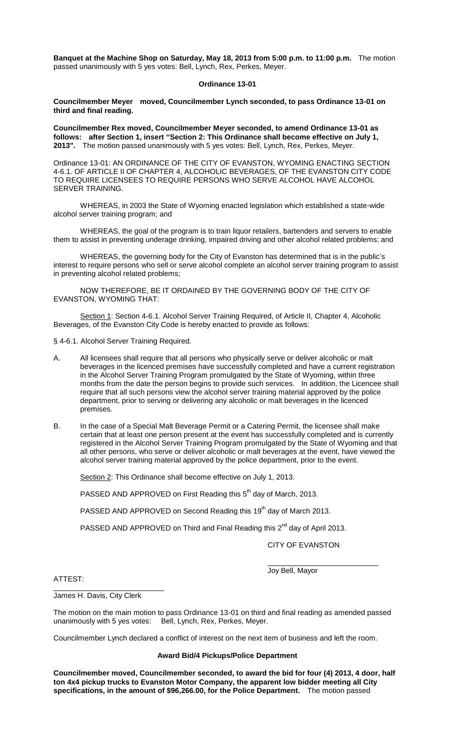**Banquet at the Machine Shop on Saturday, May 18, 2013 from 5:00 p.m. to 11:00 p.m.** The motion passed unanimously with 5 yes votes: Bell, Lynch, Rex, Perkes, Meyer.

**Ordinance 13-01**

**Councilmember Meyer moved, Councilmember Lynch seconded, to pass Ordinance 13-01 on third and final reading.**

**Councilmember Rex moved, Councilmember Meyer seconded, to amend Ordinance 13-01 as follows: after Section 1, insert "Section 2: This Ordinance shall become effective on July 1, 2013".** The motion passed unanimously with 5 yes votes: Bell, Lynch, Rex, Perkes, Meyer.

Ordinance 13-01: AN ORDINANCE OF THE CITY OF EVANSTON, WYOMING ENACTING SECTION 4-6.1. OF ARTICLE II OF CHAPTER 4, ALCOHOLIC BEVERAGES, OF THE EVANSTON CITY CODE TO REQUIRE LICENSEES TO REQUIRE PERSONS WHO SERVE ALCOHOL HAVE ALCOHOL SERVER TRAINING.

WHEREAS, in 2003 the State of Wyoming enacted legislation which established a state-wide alcohol server training program; and

WHEREAS, the goal of the program is to train liquor retailers, bartenders and servers to enable them to assist in preventing underage drinking, impaired driving and other alcohol related problems; and

WHEREAS, the governing body for the City of Evanston has determined that is in the public's interest to require persons who sell or serve alcohol complete an alcohol server training program to assist in preventing alcohol related problems;

NOW THEREFORE, BE IT ORDAINED BY THE GOVERNING BODY OF THE CITY OF EVANSTON, WYOMING THAT:

Section 1: Section 4-6.1. Alcohol Server Training Required, of Article II, Chapter 4, Alcoholic Beverages, of the Evanston City Code is hereby enacted to provide as follows:

§ 4-6.1. Alcohol Server Training Required.

A. All licensees shall require that all persons who physically serve or deliver alcoholic or malt beverages in the licenced premises have successfully completed and have a current registration in the Alcohol Server Training Program promulgated by the State of Wyoming, within three months from the date the person begins to provide such services. In addition, the Licencee shall require that all such persons view the alcohol server training material approved by the police department, prior to serving or delivering any alcoholic or malt beverages in the licenced premises.

B. In the case of a Special Malt Beverage Permit or a Catering Permit, the licensee shall make certain that at least one person present at the event has successfully completed and is currently registered in the Alcohol Server Training Program promulgated by the State of Wyoming and that all other persons, who serve or deliver alcoholic or malt beverages at the event, have viewed the alcohol server training material approved by the police department, prior to the event.

Section 2: This Ordinance shall become effective on July 1, 2013.

PASSED AND APPROVED on First Reading this 5th day of March, 2013.

PASSED AND APPROVED on Second Reading this 19th day of March 2013.

PASSED AND APPROVED on Third and Final Reading this 2nd day of April 2013.

CITY OF EVANSTON

\_\_\_\_\_\_\_\_\_\_\_\_\_\_\_\_\_\_\_\_\_\_\_\_\_\_
Joy Bell, Mayor

ATTEST:

\_\_\_\_\_\_\_\_\_\_\_\_\_\_\_\_\_\_\_\_\_\_\_\_\_\_
James H. Davis, City Clerk

The motion on the main motion to pass Ordinance 13-01 on third and final reading as amended passed unanimously with 5 yes votes: Bell, Lynch, Rex, Perkes, Meyer.

Councilmember Lynch declared a conflict of interest on the next item of business and left the room.

**Award Bid/4 Pickups/Police Department**

**Councilmember moved, Councilmember seconded, to award the bid for four (4) 2013, 4 door, half ton 4x4 pickup trucks to Evanston Motor Company, the apparent low bidder meeting all City specifications, in the amount of $96,266.00, for the Police Department.** The motion passed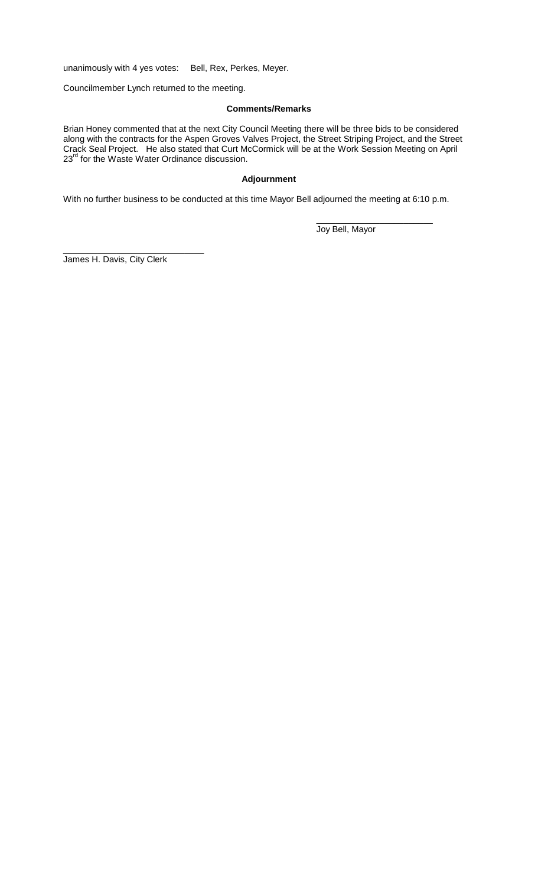unanimously with 4 yes votes: Bell, Rex, Perkes, Meyer.

Councilmember Lynch returned to the meeting.

**Comments/Remarks**

Brian Honey commented that at the next City Council Meeting there will be three bids to be considered along with the contracts for the Aspen Groves Valves Project, the Street Striping Project, and the Street Crack Seal Project. He also stated that Curt McCormick will be at the Work Session Meeting on April 23rd for the Waste Water Ordinance discussion.

**Adjournment**

With no further business to be conducted at this time Mayor Bell adjourned the meeting at 6:10 p.m.

\_\_\_\_\_\_\_\_\_\_\_\_\_\_\_\_\_\_\_\_\_\_\_\_

Joy Bell, Mayor

\_\_\_\_\_\_\_\_\_\_\_\_\_\_\_\_\_\_\_\_\_\_\_\_

James H. Davis, City Clerk